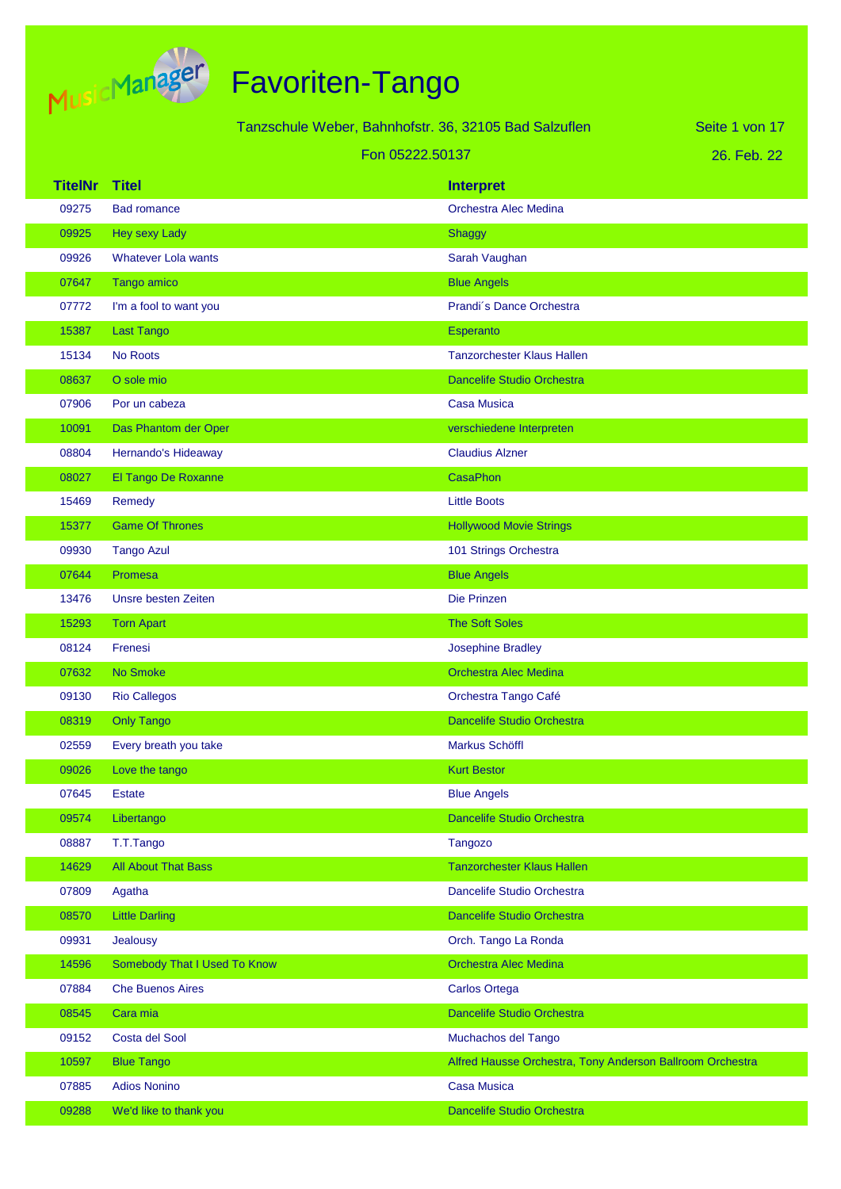# Favoriten-Tango

Tanzschule Weber, Bahnhofstr. 36, 32105 Bad Salzuflen

Fon 05222.50137

26. Feb. 22

| TitelNr | Titel | Interpret |
| --- | --- | --- |
| 09275 | Bad romance | Orchestra Alec Medina |
| 09925 | Hey sexy Lady | Shaggy |
| 09926 | Whatever Lola wants | Sarah Vaughan |
| 07647 | Tango amico | Blue Angels |
| 07772 | I'm a fool to want you | Prandi´s Dance Orchestra |
| 15387 | Last Tango | Esperanto |
| 15134 | No Roots | Tanzorchester Klaus Hallen |
| 08637 | O sole mio | Dancelife Studio Orchestra |
| 07906 | Por un cabeza | Casa Musica |
| 10091 | Das Phantom der Oper | verschiedene Interpreten |
| 08804 | Hernando's Hideaway | Claudius Alzner |
| 08027 | El Tango De Roxanne | CasaPhon |
| 15469 | Remedy | Little Boots |
| 15377 | Game Of Thrones | Hollywood Movie Strings |
| 09930 | Tango Azul | 101 Strings Orchestra |
| 07644 | Promesa | Blue Angels |
| 13476 | Unsre besten Zeiten | Die Prinzen |
| 15293 | Torn Apart | The Soft Soles |
| 08124 | Frenesi | Josephine Bradley |
| 07632 | No Smoke | Orchestra Alec Medina |
| 09130 | Rio Callegos | Orchestra Tango Café |
| 08319 | Only Tango | Dancelife Studio Orchestra |
| 02559 | Every breath you take | Markus Schöffl |
| 09026 | Love the tango | Kurt Bestor |
| 07645 | Estate | Blue Angels |
| 09574 | Libertango | Dancelife Studio Orchestra |
| 08887 | T.T.Tango | Tangozo |
| 14629 | All About That Bass | Tanzorchester Klaus Hallen |
| 07809 | Agatha | Dancelife Studio Orchestra |
| 08570 | Little Darling | Dancelife Studio Orchestra |
| 09931 | Jealousy | Orch. Tango La Ronda |
| 14596 | Somebody That I Used To Know | Orchestra Alec Medina |
| 07884 | Che Buenos Aires | Carlos Ortega |
| 08545 | Cara mia | Dancelife Studio Orchestra |
| 09152 | Costa del Sool | Muchachos del Tango |
| 10597 | Blue Tango | Alfred Hausse Orchestra, Tony Anderson Ballroom Orchestra |
| 07885 | Adios Nonino | Casa Musica |
| 09288 | We'd like to thank you | Dancelife Studio Orchestra |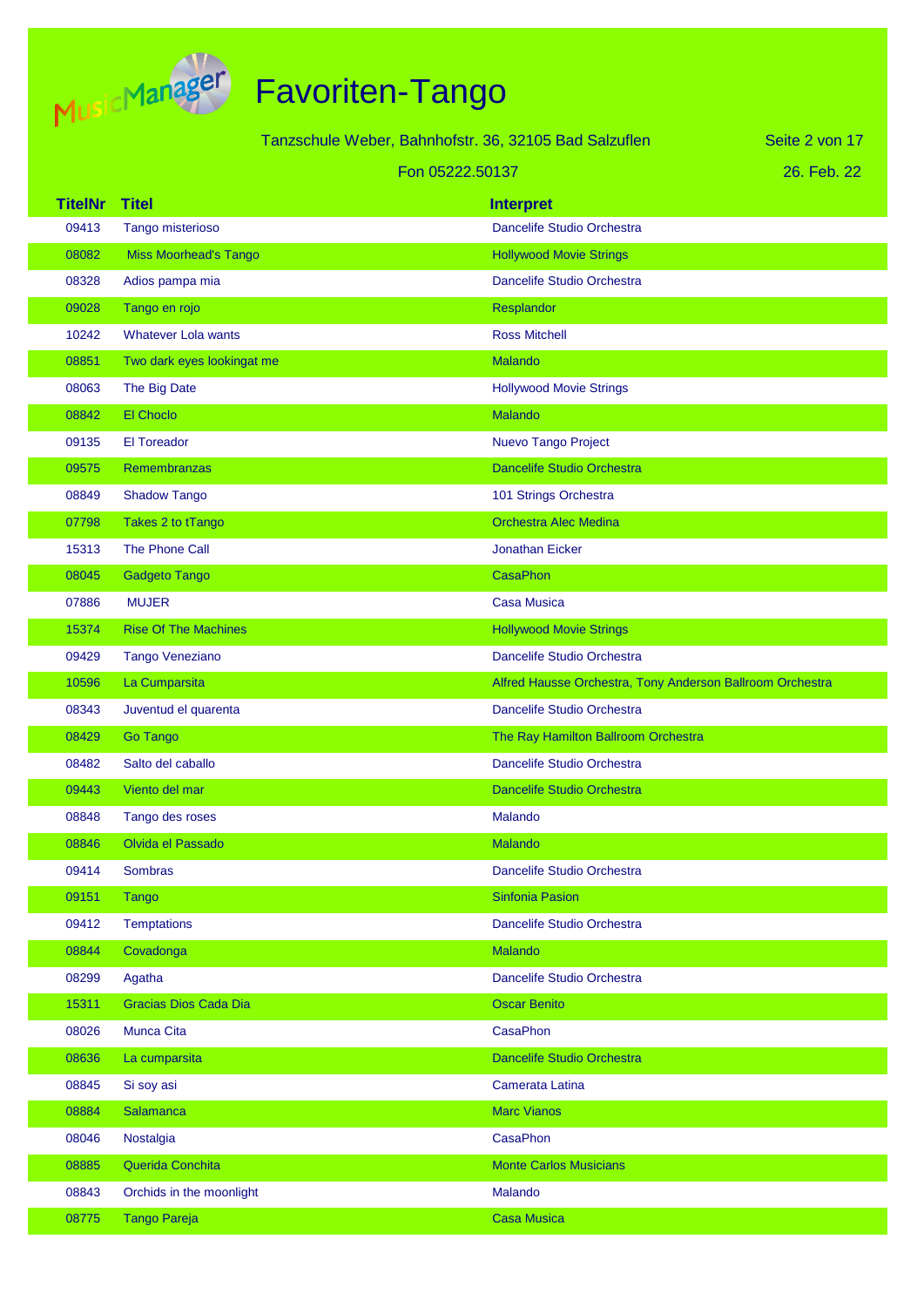# Favoriten-Tango

Tanzschule Weber, Bahnhofstr. 36, 32105 Bad Salzuflen

Fon 05222.50137

26. Feb. 22

| TitelNr | Titel | Interpret |
|---|---|---|
| 09413 | Tango misterioso | Dancelife Studio Orchestra |
| 08082 | Miss Moorhead's Tango | Hollywood Movie Strings |
| 08328 | Adios pampa mia | Dancelife Studio Orchestra |
| 09028 | Tango en rojo | Resplandor |
| 10242 | Whatever Lola wants | Ross Mitchell |
| 08851 | Two dark eyes lookingat me | Malando |
| 08063 | The Big Date | Hollywood Movie Strings |
| 08842 | El Choclo | Malando |
| 09135 | El Toreador | Nuevo Tango Project |
| 09575 | Remembranzas | Dancelife Studio Orchestra |
| 08849 | Shadow Tango | 101 Strings Orchestra |
| 07798 | Takes 2 to tTango | Orchestra Alec Medina |
| 15313 | The Phone Call | Jonathan Eicker |
| 08045 | Gadgeto Tango | CasaPhon |
| 07886 | MUJER | Casa Musica |
| 15374 | Rise Of The Machines | Hollywood Movie Strings |
| 09429 | Tango Veneziano | Dancelife Studio Orchestra |
| 10596 | La Cumparsita | Alfred Hausse Orchestra, Tony Anderson Ballroom Orchestra |
| 08343 | Juventud el quarenta | Dancelife Studio Orchestra |
| 08429 | Go Tango | The Ray Hamilton Ballroom Orchestra |
| 08482 | Salto del caballo | Dancelife Studio Orchestra |
| 09443 | Viento del mar | Dancelife Studio Orchestra |
| 08848 | Tango des roses | Malando |
| 08846 | Olvida el Passado | Malando |
| 09414 | Sombras | Dancelife Studio Orchestra |
| 09151 | Tango | Sinfonia Pasion |
| 09412 | Temptations | Dancelife Studio Orchestra |
| 08844 | Covadonga | Malando |
| 08299 | Agatha | Dancelife Studio Orchestra |
| 15311 | Gracias Dios Cada Dia | Oscar Benito |
| 08026 | Munca Cita | CasaPhon |
| 08636 | La cumparsita | Dancelife Studio Orchestra |
| 08845 | Si soy asi | Camerata Latina |
| 08884 | Salamanca | Marc Vianos |
| 08046 | Nostalgia | CasaPhon |
| 08885 | Querida Conchita | Monte Carlos Musicians |
| 08843 | Orchids in the moonlight | Malando |
| 08775 | Tango Pareja | Casa Musica |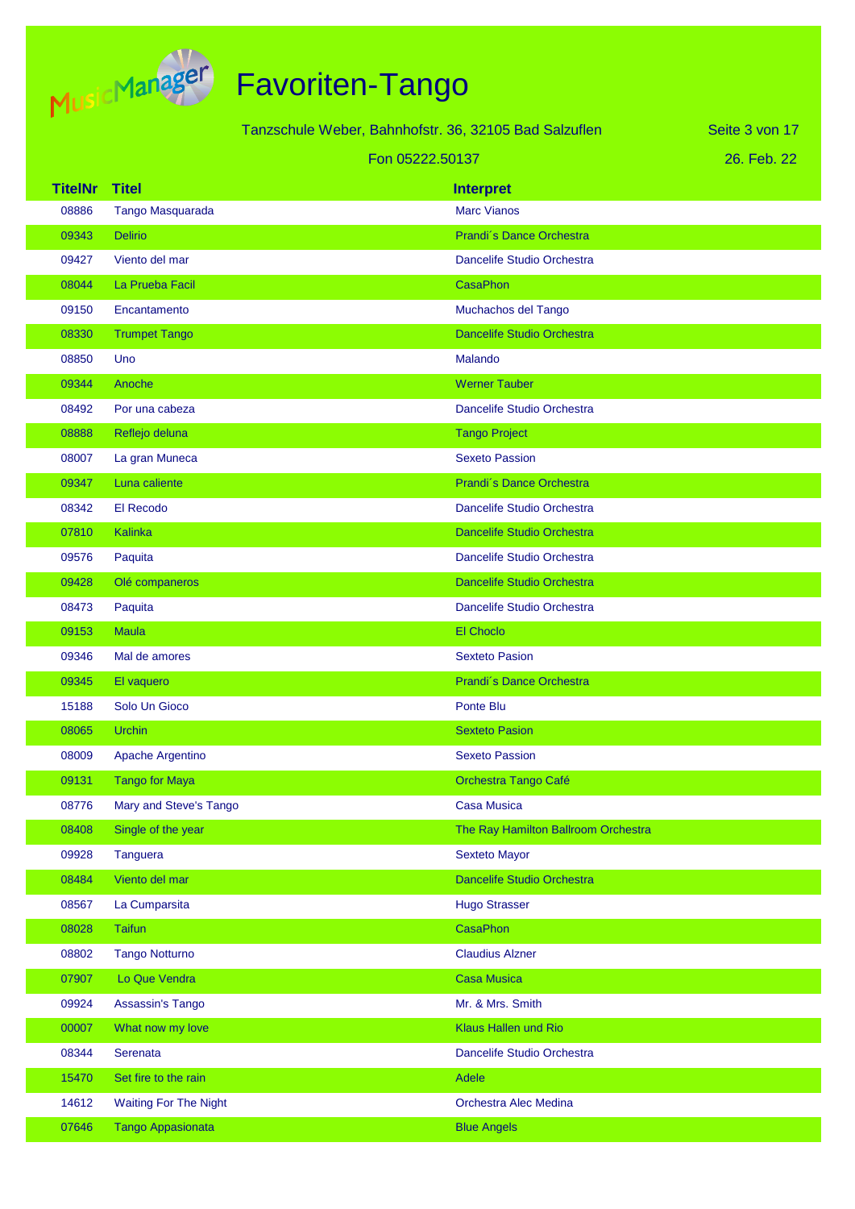# Favoriten-Tango

Tanzschule Weber, Bahnhofstr. 36, 32105 Bad Salzuflen

Fon 05222.50137

26. Feb. 22

| TitelNr | Titel | Interpret |
|---|---|---|
| 08886 | Tango Masquarada | Marc Vianos |
| 09343 | Delirio | Prandi´s Dance Orchestra |
| 09427 | Viento del mar | Dancelife Studio Orchestra |
| 08044 | La Prueba Facil | CasaPhon |
| 09150 | Encantamento | Muchachos del Tango |
| 08330 | Trumpet Tango | Dancelife Studio Orchestra |
| 08850 | Uno | Malando |
| 09344 | Anoche | Werner Tauber |
| 08492 | Por una cabeza | Dancelife Studio Orchestra |
| 08888 | Reflejo deluna | Tango Project |
| 08007 | La gran Muneca | Sexeto Passion |
| 09347 | Luna caliente | Prandi´s Dance Orchestra |
| 08342 | El Recodo | Dancelife Studio Orchestra |
| 07810 | Kalinka | Dancelife Studio Orchestra |
| 09576 | Paquita | Dancelife Studio Orchestra |
| 09428 | Olé companeros | Dancelife Studio Orchestra |
| 08473 | Paquita | Dancelife Studio Orchestra |
| 09153 | Maula | El Choclo |
| 09346 | Mal de amores | Sexteto Pasion |
| 09345 | El vaquero | Prandi´s Dance Orchestra |
| 15188 | Solo Un Gioco | Ponte Blu |
| 08065 | Urchin | Sexteto Pasion |
| 08009 | Apache Argentino | Sexeto Passion |
| 09131 | Tango for Maya | Orchestra Tango Café |
| 08776 | Mary and Steve's Tango | Casa Musica |
| 08408 | Single of the year | The Ray Hamilton Ballroom Orchestra |
| 09928 | Tanguera | Sexteto Mayor |
| 08484 | Viento del mar | Dancelife Studio Orchestra |
| 08567 | La Cumparsita | Hugo Strasser |
| 08028 | Taifun | CasaPhon |
| 08802 | Tango Notturno | Claudius Alzner |
| 07907 | Lo Que Vendra | Casa Musica |
| 09924 | Assassin's Tango | Mr. & Mrs. Smith |
| 00007 | What now my love | Klaus Hallen und Rio |
| 08344 | Serenata | Dancelife Studio Orchestra |
| 15470 | Set fire to the rain | Adele |
| 14612 | Waiting For The Night | Orchestra Alec Medina |
| 07646 | Tango Appasionata | Blue Angels |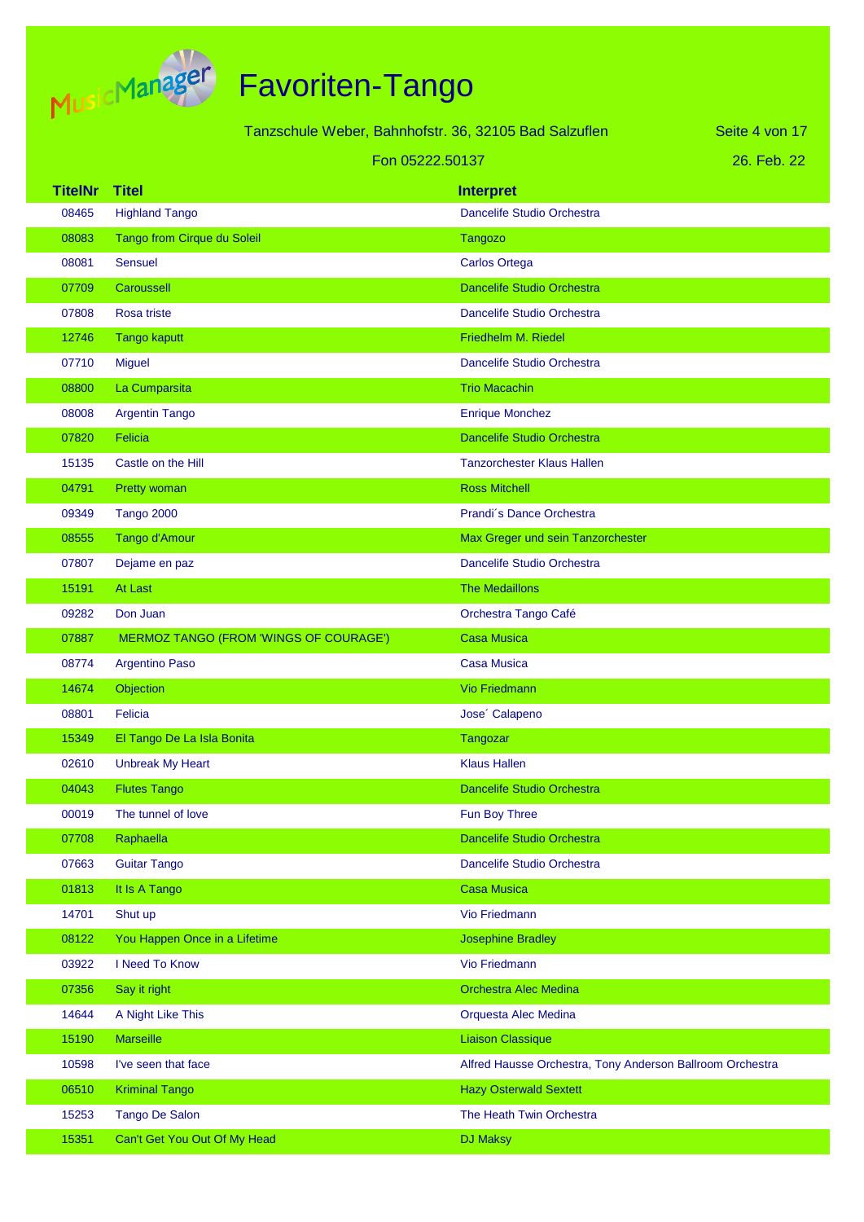| TitelNr | Titel | Interpret |
|---|---|---|
| 08465 | Highland Tango | Dancelife Studio Orchestra |
| 08083 | Tango from Cirque du Soleil | Tangozo |
| 08081 | Sensuel | Carlos Ortega |
| 07709 | Caroussell | Dancelife Studio Orchestra |
| 07808 | Rosa triste | Dancelife Studio Orchestra |
| 12746 | Tango kaputt | Friedhelm M. Riedel |
| 07710 | Miguel | Dancelife Studio Orchestra |
| 08800 | La Cumparsita | Trio Macachin |
| 08008 | Argentin Tango | Enrique Monchez |
| 07820 | Felicia | Dancelife Studio Orchestra |
| 15135 | Castle on the Hill | Tanzorchester Klaus Hallen |
| 04791 | Pretty woman | Ross Mitchell |
| 09349 | Tango 2000 | Prandi´s Dance Orchestra |
| 08555 | Tango d'Amour | Max Greger und sein Tanzorchester |
| 07807 | Dejame en paz | Dancelife Studio Orchestra |
| 15191 | At Last | The Medaillons |
| 09282 | Don Juan | Orchestra Tango Café |
| 07887 | MERMOZ TANGO (FROM 'WINGS OF COURAGE') | Casa Musica |
| 08774 | Argentino Paso | Casa Musica |
| 14674 | Objection | Vio Friedmann |
| 08801 | Felicia | Jose´ Calapeno |
| 15349 | El Tango De La Isla Bonita | Tangozar |
| 02610 | Unbreak My Heart | Klaus Hallen |
| 04043 | Flutes Tango | Dancelife Studio Orchestra |
| 00019 | The tunnel of love | Fun Boy Three |
| 07708 | Raphaella | Dancelife Studio Orchestra |
| 07663 | Guitar Tango | Dancelife Studio Orchestra |
| 01813 | It Is A Tango | Casa Musica |
| 14701 | Shut up | Vio Friedmann |
| 08122 | You Happen Once in a Lifetime | Josephine Bradley |
| 03922 | I Need To Know | Vio Friedmann |
| 07356 | Say it right | Orchestra Alec Medina |
| 14644 | A Night Like This | Orquesta Alec Medina |
| 15190 | Marseille | Liaison Classique |
| 10598 | I've seen that face | Alfred Hausse Orchestra, Tony Anderson Ballroom Orchestra |
| 06510 | Kriminal Tango | Hazy Osterwald Sextett |
| 15253 | Tango De Salon | The Heath Twin Orchestra |
| 15351 | Can't Get You Out Of My Head | DJ Maksy |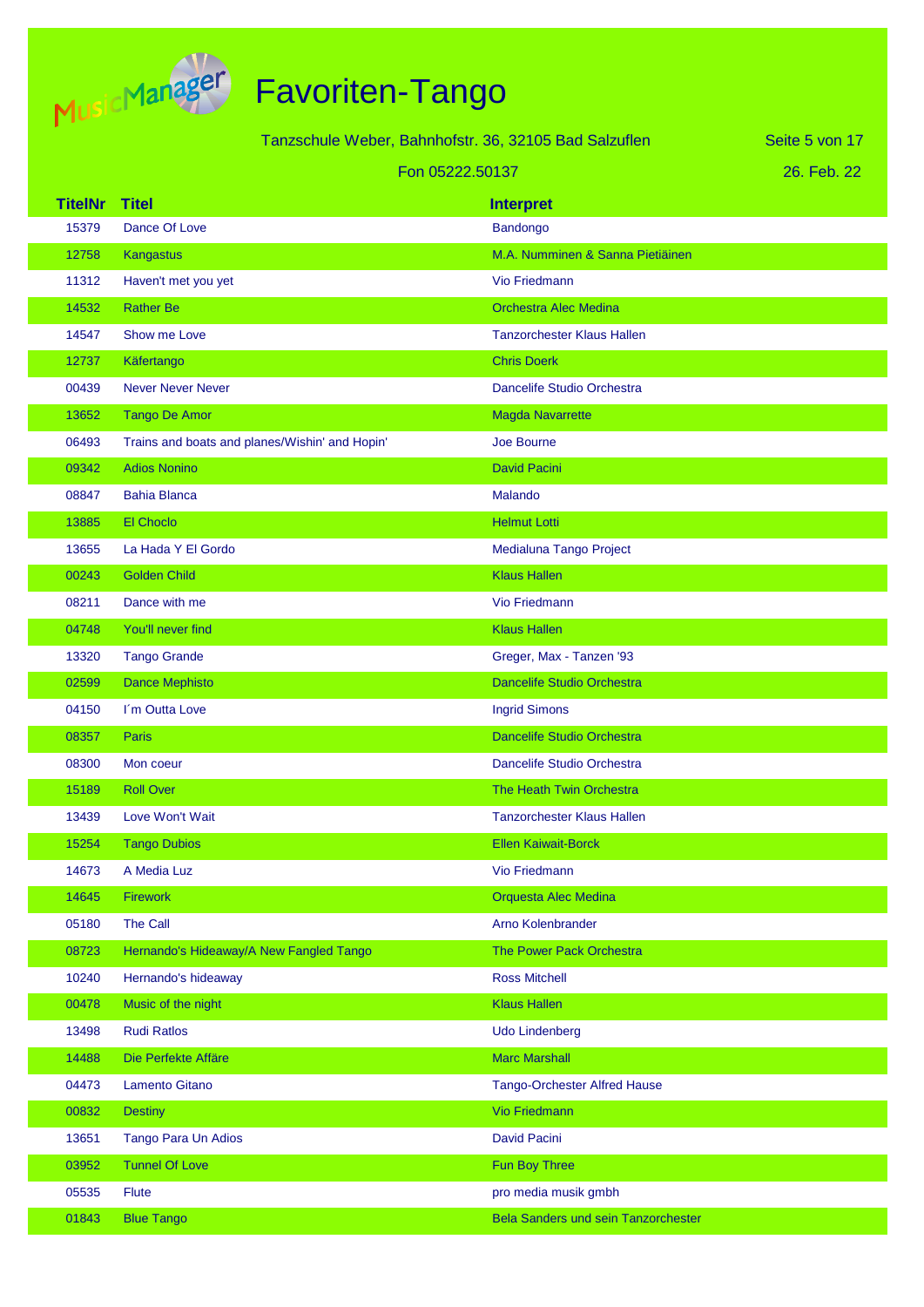# Favoriten-Tango

Tanzschule Weber, Bahnhofstr. 36, 32105 Bad Salzuflen

Fon 05222.50137

26. Feb. 22

| TitelNr | Titel | Interpret |
|---|---|---|
| 15379 | Dance Of Love | Bandongo |
| 12758 | Kangastus | M.A. Numminen & Sanna Pietiäinen |
| 11312 | Haven't met you yet | Vio Friedmann |
| 14532 | Rather Be | Orchestra Alec Medina |
| 14547 | Show me Love | Tanzorchester Klaus Hallen |
| 12737 | Käfertango | Chris Doerk |
| 00439 | Never Never Never | Dancelife Studio Orchestra |
| 13652 | Tango De Amor | Magda Navarrette |
| 06493 | Trains and boats and planes/Wishin' and Hopin' | Joe Bourne |
| 09342 | Adios Nonino | David Pacini |
| 08847 | Bahia Blanca | Malando |
| 13885 | El Choclo | Helmut Lotti |
| 13655 | La Hada Y El Gordo | Medialuna Tango Project |
| 00243 | Golden Child | Klaus Hallen |
| 08211 | Dance with me | Vio Friedmann |
| 04748 | You'll never find | Klaus Hallen |
| 13320 | Tango Grande | Greger, Max - Tanzen '93 |
| 02599 | Dance Mephisto | Dancelife Studio Orchestra |
| 04150 | I´m Outta Love | Ingrid Simons |
| 08357 | Paris | Dancelife Studio Orchestra |
| 08300 | Mon coeur | Dancelife Studio Orchestra |
| 15189 | Roll Over | The Heath Twin Orchestra |
| 13439 | Love Won't Wait | Tanzorchester Klaus Hallen |
| 15254 | Tango Dubios | Ellen Kaiwait-Borck |
| 14673 | A Media Luz | Vio Friedmann |
| 14645 | Firework | Orquesta Alec Medina |
| 05180 | The Call | Arno Kolenbrander |
| 08723 | Hernando's Hideaway/A New Fangled Tango | The Power Pack Orchestra |
| 10240 | Hernando's hideaway | Ross Mitchell |
| 00478 | Music of the night | Klaus Hallen |
| 13498 | Rudi Ratlos | Udo Lindenberg |
| 14488 | Die Perfekte Affäre | Marc Marshall |
| 04473 | Lamento Gitano | Tango-Orchester Alfred Hause |
| 00832 | Destiny | Vio Friedmann |
| 13651 | Tango Para Un Adios | David Pacini |
| 03952 | Tunnel Of Love | Fun Boy Three |
| 05535 | Flute | pro media musik gmbh |
| 01843 | Blue Tango | Bela Sanders und sein Tanzorchester |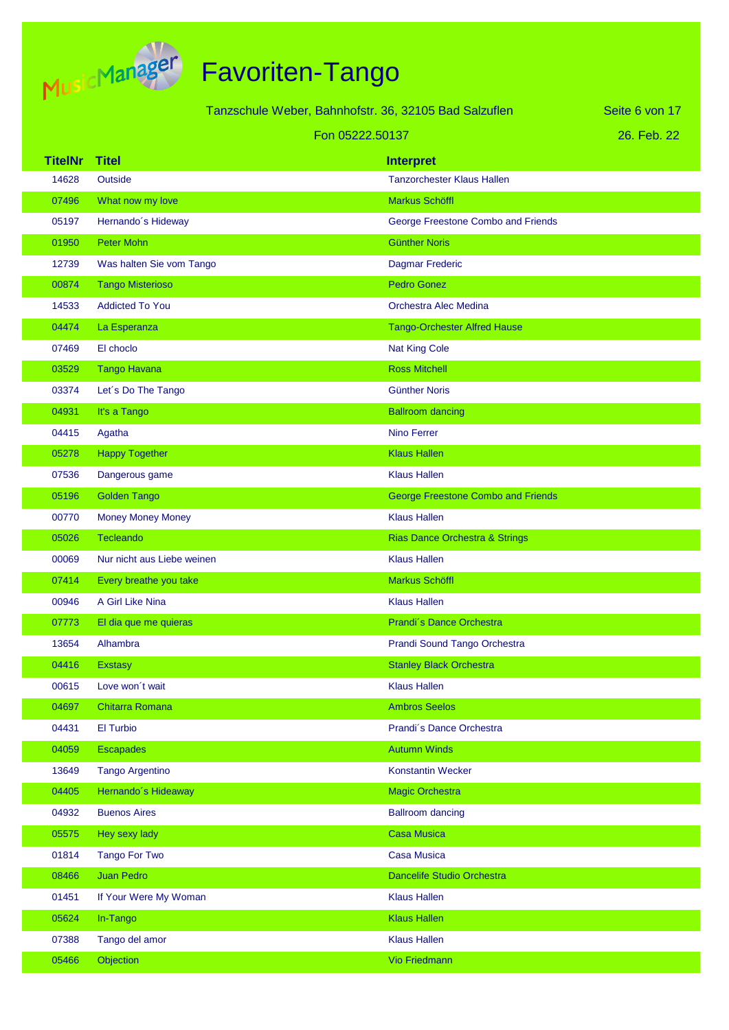# Favoriten-Tango

Tanzschule Weber, Bahnhofstr. 36, 32105 Bad Salzuflen

Fon 05222.50137

26. Feb. 22

| TitelNr | Titel | Interpret |
|---|---|---|
| 14628 | Outside | Tanzorchester Klaus Hallen |
| 07496 | What now my love | Markus Schöffl |
| 05197 | Hernando´s Hideway | George Freestone Combo and Friends |
| 01950 | Peter Mohn | Günther Noris |
| 12739 | Was halten Sie vom Tango | Dagmar Frederic |
| 00874 | Tango Misterioso | Pedro Gonez |
| 14533 | Addicted To You | Orchestra Alec Medina |
| 04474 | La Esperanza | Tango-Orchester Alfred Hause |
| 07469 | El choclo | Nat King Cole |
| 03529 | Tango Havana | Ross Mitchell |
| 03374 | Let´s Do The Tango | Günther Noris |
| 04931 | It's a Tango | Ballroom dancing |
| 04415 | Agatha | Nino Ferrer |
| 05278 | Happy Together | Klaus Hallen |
| 07536 | Dangerous game | Klaus Hallen |
| 05196 | Golden Tango | George Freestone Combo and Friends |
| 00770 | Money Money Money | Klaus Hallen |
| 05026 | Tecleando | Rias Dance Orchestra & Strings |
| 00069 | Nur nicht aus Liebe weinen | Klaus Hallen |
| 07414 | Every breathe you take | Markus Schöffl |
| 00946 | A Girl Like Nina | Klaus Hallen |
| 07773 | El dia que me quieras | Prandi´s Dance Orchestra |
| 13654 | Alhambra | Prandi Sound Tango Orchestra |
| 04416 | Exstasy | Stanley Black Orchestra |
| 00615 | Love won´t wait | Klaus Hallen |
| 04697 | Chitarra Romana | Ambros Seelos |
| 04431 | El Turbio | Prandi´s Dance Orchestra |
| 04059 | Escapades | Autumn Winds |
| 13649 | Tango Argentino | Konstantin Wecker |
| 04405 | Hernando´s Hideaway | Magic Orchestra |
| 04932 | Buenos Aires | Ballroom dancing |
| 05575 | Hey sexy lady | Casa Musica |
| 01814 | Tango For Two | Casa Musica |
| 08466 | Juan Pedro | Dancelife Studio Orchestra |
| 01451 | If Your Were My Woman | Klaus Hallen |
| 05624 | In-Tango | Klaus Hallen |
| 07388 | Tango del amor | Klaus Hallen |
| 05466 | Objection | Vio Friedmann |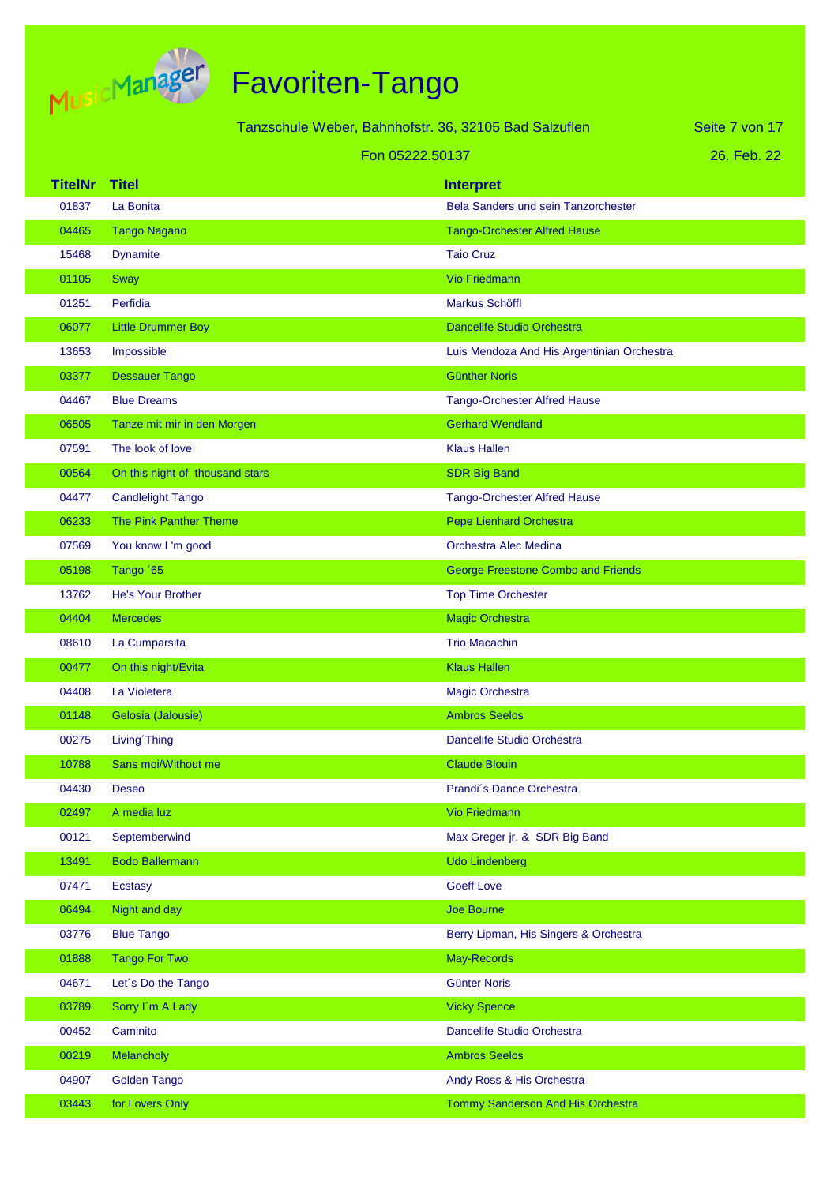# Favoriten-Tango

Tanzschule Weber, Bahnhofstr. 36, 32105 Bad Salzuflen

Fon 05222.50137

26. Feb. 22

| TitelNr | Titel | Interpret |
|---|---|---|
| 01837 | La Bonita | Bela Sanders und sein Tanzorchester |
| 04465 | Tango Nagano | Tango-Orchester Alfred Hause |
| 15468 | Dynamite | Taio Cruz |
| 01105 | Sway | Vio Friedmann |
| 01251 | Perfidia | Markus Schöffl |
| 06077 | Little Drummer Boy | Dancelife Studio Orchestra |
| 13653 | Impossible | Luis Mendoza And His Argentinian Orchestra |
| 03377 | Dessauer Tango | Günther Noris |
| 04467 | Blue Dreams | Tango-Orchester Alfred Hause |
| 06505 | Tanze mit mir in den Morgen | Gerhard Wendland |
| 07591 | The look of love | Klaus Hallen |
| 00564 | On this night of thousand stars | SDR Big Band |
| 04477 | Candlelight Tango | Tango-Orchester Alfred Hause |
| 06233 | The Pink Panther Theme | Pepe Lienhard Orchestra |
| 07569 | You know I 'm good | Orchestra Alec Medina |
| 05198 | Tango ´65 | George Freestone Combo and Friends |
| 13762 | He's Your Brother | Top Time Orchester |
| 04404 | Mercedes | Magic Orchestra |
| 08610 | La Cumparsita | Trio Macachin |
| 00477 | On this night/Evita | Klaus Hallen |
| 04408 | La Violetera | Magic Orchestra |
| 01148 | Gelosia (Jalousie) | Ambros Seelos |
| 00275 | Living´Thing | Dancelife Studio Orchestra |
| 10788 | Sans moi/Without me | Claude Blouin |
| 04430 | Deseo | Prandi´s Dance Orchestra |
| 02497 | A media luz | Vio Friedmann |
| 00121 | Septemberwind | Max Greger jr. & SDR Big Band |
| 13491 | Bodo Ballermann | Udo Lindenberg |
| 07471 | Ecstasy | Goeff Love |
| 06494 | Night and day | Joe Bourne |
| 03776 | Blue Tango | Berry Lipman, His Singers & Orchestra |
| 01888 | Tango For Two | May-Records |
| 04671 | Let´s Do the Tango | Günter Noris |
| 03789 | Sorry I´m A Lady | Vicky Spence |
| 00452 | Caminito | Dancelife Studio Orchestra |
| 00219 | Melancholy | Ambros Seelos |
| 04907 | Golden Tango | Andy Ross & His Orchestra |
| 03443 | for Lovers Only | Tommy Sanderson And His Orchestra |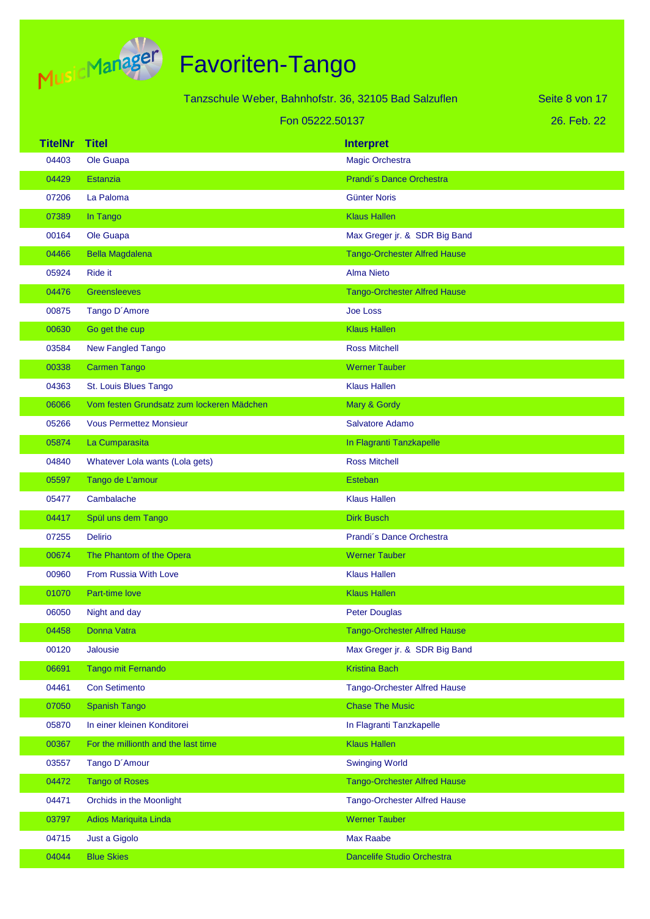# Favoriten-Tango

Tanzschule Weber, Bahnhofstr. 36, 32105 Bad Salzuflen

Fon 05222.50137

26. Feb. 22

| TitelNr | Titel | Interpret |
|---|---|---|
| 04403 | Ole Guapa | Magic Orchestra |
| 04429 | Estanzia | Prandi´s Dance Orchestra |
| 07206 | La Paloma | Günter Noris |
| 07389 | In Tango | Klaus Hallen |
| 00164 | Ole Guapa | Max Greger jr. & SDR Big Band |
| 04466 | Bella Magdalena | Tango-Orchester Alfred Hause |
| 05924 | Ride it | Alma Nieto |
| 04476 | Greensleeves | Tango-Orchester Alfred Hause |
| 00875 | Tango D´Amore | Joe Loss |
| 00630 | Go get the cup | Klaus Hallen |
| 03584 | New Fangled Tango | Ross Mitchell |
| 00338 | Carmen Tango | Werner Tauber |
| 04363 | St. Louis Blues Tango | Klaus Hallen |
| 06066 | Vom festen Grundsatz zum lockeren Mädchen | Mary & Gordy |
| 05266 | Vous Permettez Monsieur | Salvatore Adamo |
| 05874 | La Cumparasita | In Flagranti Tanzkapelle |
| 04840 | Whatever Lola wants (Lola gets) | Ross Mitchell |
| 05597 | Tango de L'amour | Esteban |
| 05477 | Cambalache | Klaus Hallen |
| 04417 | Spül uns dem Tango | Dirk Busch |
| 07255 | Delirio | Prandi´s Dance Orchestra |
| 00674 | The Phantom of the Opera | Werner Tauber |
| 00960 | From Russia With Love | Klaus Hallen |
| 01070 | Part-time love | Klaus Hallen |
| 06050 | Night and day | Peter Douglas |
| 04458 | Donna Vatra | Tango-Orchester Alfred Hause |
| 00120 | Jalousie | Max Greger jr. & SDR Big Band |
| 06691 | Tango mit Fernando | Kristina Bach |
| 04461 | Con Setimento | Tango-Orchester Alfred Hause |
| 07050 | Spanish Tango | Chase The Music |
| 05870 | In einer kleinen Konditorei | In Flagranti Tanzkapelle |
| 00367 | For the millionth and the last time | Klaus Hallen |
| 03557 | Tango D´Amour | Swinging World |
| 04472 | Tango of Roses | Tango-Orchester Alfred Hause |
| 04471 | Orchids in the Moonlight | Tango-Orchester Alfred Hause |
| 03797 | Adios Mariquita Linda | Werner Tauber |
| 04715 | Just a Gigolo | Max Raabe |
| 04044 | Blue Skies | Dancelife Studio Orchestra |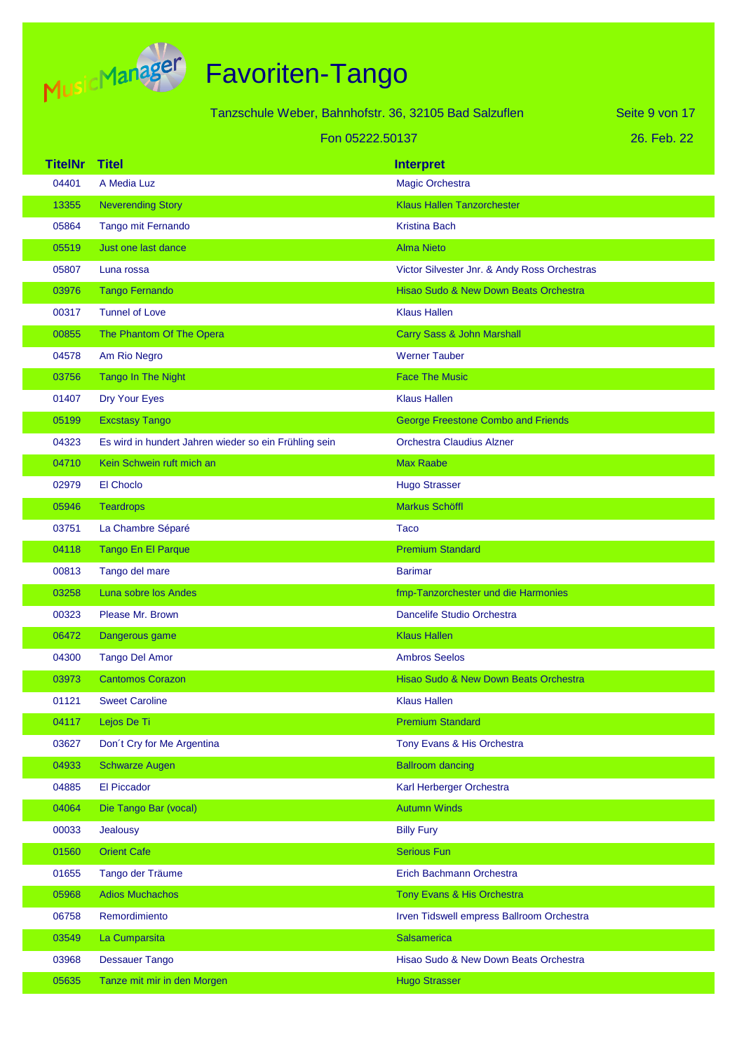# Favoriten-Tango

Tanzschule Weber, Bahnhofstr. 36, 32105 Bad Salzuflen

Fon 05222.50137

26. Feb. 22

| TitelNr | Titel | Interpret |
|---|---|---|
| 04401 | A Media Luz | Magic Orchestra |
| 13355 | Neverending Story | Klaus Hallen Tanzorchester |
| 05864 | Tango mit Fernando | Kristina Bach |
| 05519 | Just one last dance | Alma Nieto |
| 05807 | Luna rossa | Victor Silvester Jnr. & Andy Ross Orchestras |
| 03976 | Tango Fernando | Hisao Sudo & New Down Beats Orchestra |
| 00317 | Tunnel of Love | Klaus Hallen |
| 00855 | The Phantom Of The Opera | Carry Sass & John Marshall |
| 04578 | Am Rio Negro | Werner Tauber |
| 03756 | Tango In The Night | Face The Music |
| 01407 | Dry Your Eyes | Klaus Hallen |
| 05199 | Excstasy Tango | George Freestone Combo and Friends |
| 04323 | Es wird in hundert Jahren wieder so ein Frühling sein | Orchestra Claudius Alzner |
| 04710 | Kein Schwein ruft mich an | Max Raabe |
| 02979 | El Choclo | Hugo Strasser |
| 05946 | Teardrops | Markus Schöffl |
| 03751 | La Chambre Séparé | Taco |
| 04118 | Tango En El Parque | Premium Standard |
| 00813 | Tango del mare | Barimar |
| 03258 | Luna sobre los Andes | fmp-Tanzorchester und die Harmonies |
| 00323 | Please Mr. Brown | Dancelife Studio Orchestra |
| 06472 | Dangerous game | Klaus Hallen |
| 04300 | Tango Del Amor | Ambros Seelos |
| 03973 | Cantomos Corazon | Hisao Sudo & New Down Beats Orchestra |
| 01121 | Sweet Caroline | Klaus Hallen |
| 04117 | Lejos De Ti | Premium Standard |
| 03627 | Don´t Cry for Me Argentina | Tony Evans & His Orchestra |
| 04933 | Schwarze Augen | Ballroom dancing |
| 04885 | El Piccador | Karl Herberger Orchestra |
| 04064 | Die Tango Bar (vocal) | Autumn Winds |
| 00033 | Jealousy | Billy Fury |
| 01560 | Orient Cafe | Serious Fun |
| 01655 | Tango der Träume | Erich Bachmann Orchestra |
| 05968 | Adios Muchachos | Tony Evans & His Orchestra |
| 06758 | Remordimiento | Irven Tidswell empress Ballroom Orchestra |
| 03549 | La Cumparsita | Salsamerica |
| 03968 | Dessauer Tango | Hisao Sudo & New Down Beats Orchestra |
| 05635 | Tanze mit mir in den Morgen | Hugo Strasser |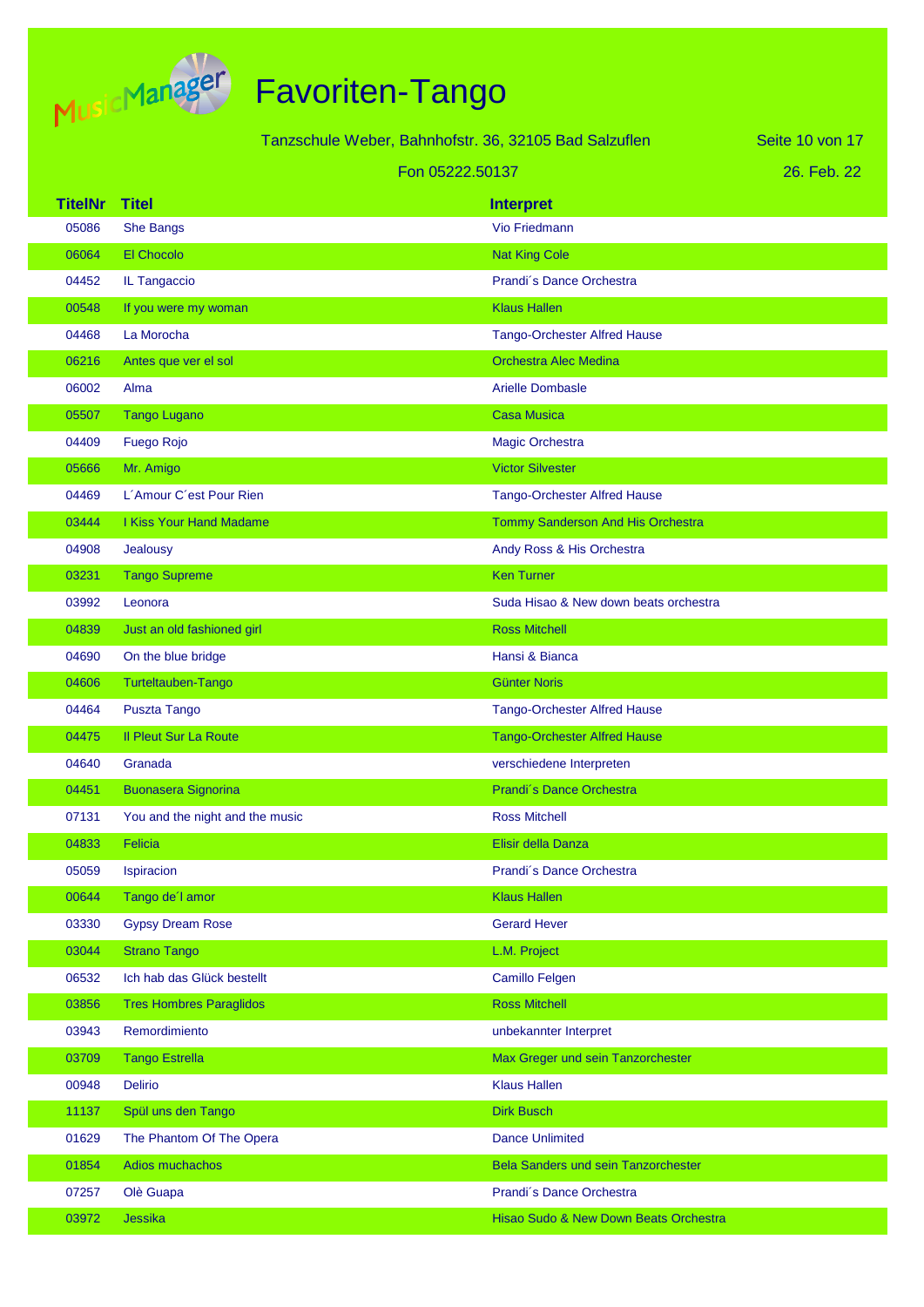# Favoriten-Tango

Tanzschule Weber, Bahnhofstr. 36, 32105 Bad Salzuflen

Fon 05222.50137

26. Feb. 22

| TitelNr | Titel | Interpret |
|---|---|---|
| 05086 | She Bangs | Vio Friedmann |
| 06064 | El Chocolo | Nat King Cole |
| 04452 | IL Tangaccio | Prandi´s Dance Orchestra |
| 00548 | If you were my woman | Klaus Hallen |
| 04468 | La Morocha | Tango-Orchester Alfred Hause |
| 06216 | Antes que ver el sol | Orchestra Alec Medina |
| 06002 | Alma | Arielle Dombasle |
| 05507 | Tango Lugano | Casa Musica |
| 04409 | Fuego Rojo | Magic Orchestra |
| 05666 | Mr. Amigo | Victor Silvester |
| 04469 | L´Amour C´est Pour Rien | Tango-Orchester Alfred Hause |
| 03444 | I Kiss Your Hand Madame | Tommy Sanderson And His Orchestra |
| 04908 | Jealousy | Andy Ross & His Orchestra |
| 03231 | Tango Supreme | Ken Turner |
| 03992 | Leonora | Suda Hisao & New down beats orchestra |
| 04839 | Just an old fashioned girl | Ross Mitchell |
| 04690 | On the blue bridge | Hansi & Bianca |
| 04606 | Turteltauben-Tango | Günter Noris |
| 04464 | Puszta Tango | Tango-Orchester Alfred Hause |
| 04475 | Il Pleut Sur La Route | Tango-Orchester Alfred Hause |
| 04640 | Granada | verschiedene Interpreten |
| 04451 | Buonasera Signorina | Prandi´s Dance Orchestra |
| 07131 | You and the night and the music | Ross Mitchell |
| 04833 | Felicia | Elisir della Danza |
| 05059 | Ispiracion | Prandi´s Dance Orchestra |
| 00644 | Tango de´l amor | Klaus Hallen |
| 03330 | Gypsy Dream Rose | Gerard Hever |
| 03044 | Strano Tango | L.M. Project |
| 06532 | Ich hab das Glück bestellt | Camillo Felgen |
| 03856 | Tres Hombres Paraglidos | Ross Mitchell |
| 03943 | Remordimiento | unbekannter Interpret |
| 03709 | Tango Estrella | Max Greger und sein Tanzorchester |
| 00948 | Delirio | Klaus Hallen |
| 11137 | Spül uns den Tango | Dirk Busch |
| 01629 | The Phantom Of The Opera | Dance Unlimited |
| 01854 | Adios muchachos | Bela Sanders und sein Tanzorchester |
| 07257 | Olè Guapa | Prandi´s Dance Orchestra |
| 03972 | Jessika | Hisao Sudo & New Down Beats Orchestra |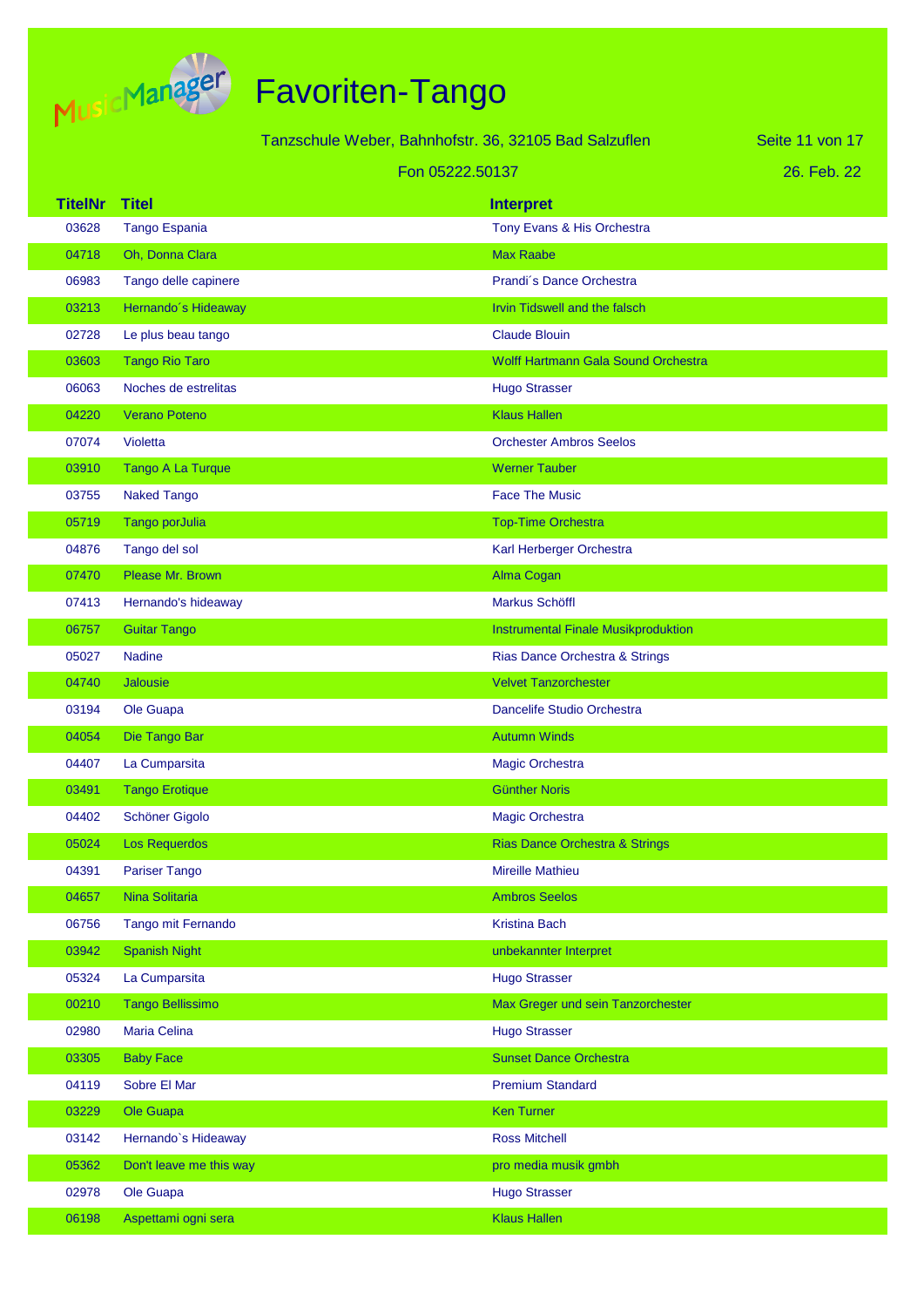# Favoriten-Tango

Tanzschule Weber, Bahnhofstr. 36, 32105 Bad Salzuflen

Fon 05222.50137

26. Feb. 22

| TitelNr | Titel | Interpret |
|---|---|---|
| 03628 | Tango Espania | Tony Evans & His Orchestra |
| 04718 | Oh, Donna Clara | Max Raabe |
| 06983 | Tango delle capinere | Prandi´s Dance Orchestra |
| 03213 | Hernando´s Hideaway | Irvin Tidswell and the falsch |
| 02728 | Le plus beau tango | Claude Blouin |
| 03603 | Tango Rio Taro | Wolff Hartmann Gala Sound Orchestra |
| 06063 | Noches de estrelitas | Hugo Strasser |
| 04220 | Verano Poteno | Klaus Hallen |
| 07074 | Violetta | Orchester Ambros Seelos |
| 03910 | Tango A La Turque | Werner Tauber |
| 03755 | Naked Tango | Face The Music |
| 05719 | Tango porJulia | Top-Time Orchestra |
| 04876 | Tango del sol | Karl Herberger Orchestra |
| 07470 | Please Mr. Brown | Alma Cogan |
| 07413 | Hernando's hideaway | Markus Schöffl |
| 06757 | Guitar Tango | Instrumental Finale Musikproduktion |
| 05027 | Nadine | Rias Dance Orchestra & Strings |
| 04740 | Jalousie | Velvet Tanzorchester |
| 03194 | Ole Guapa | Dancelife Studio Orchestra |
| 04054 | Die Tango Bar | Autumn Winds |
| 04407 | La Cumparsita | Magic Orchestra |
| 03491 | Tango Erotique | Günther Noris |
| 04402 | Schöner Gigolo | Magic Orchestra |
| 05024 | Los Requerdos | Rias Dance Orchestra & Strings |
| 04391 | Pariser Tango | Mireille Mathieu |
| 04657 | Nina Solitaria | Ambros Seelos |
| 06756 | Tango mit Fernando | Kristina Bach |
| 03942 | Spanish Night | unbekannter Interpret |
| 05324 | La Cumparsita | Hugo Strasser |
| 00210 | Tango Bellissimo | Max Greger und sein Tanzorchester |
| 02980 | Maria Celina | Hugo Strasser |
| 03305 | Baby Face | Sunset Dance Orchestra |
| 04119 | Sobre El Mar | Premium Standard |
| 03229 | Ole Guapa | Ken Turner |
| 03142 | Hernando`s Hideaway | Ross Mitchell |
| 05362 | Don't leave me this way | pro media musik gmbh |
| 02978 | Ole Guapa | Hugo Strasser |
| 06198 | Aspettami ogni sera | Klaus Hallen |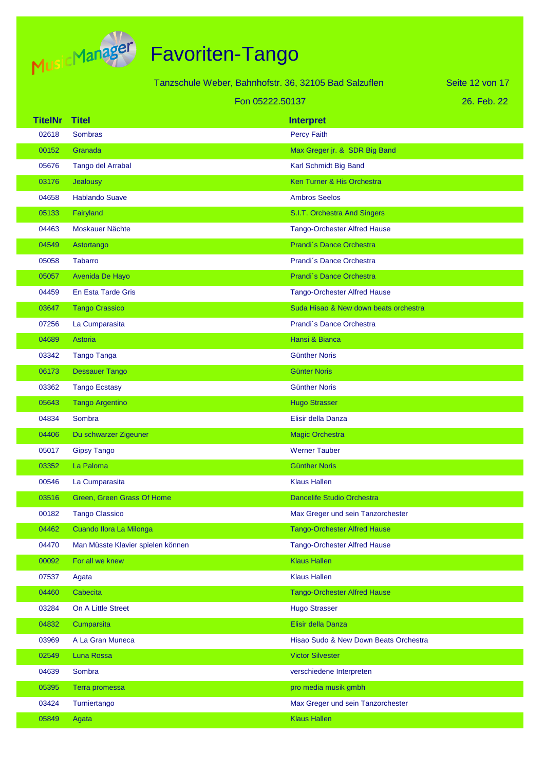# Favoriten-Tango

Tanzschule Weber, Bahnhofstr. 36, 32105 Bad Salzuflen

Fon 05222.50137

26. Feb. 22

| TitelNr | Titel | Interpret |
|---|---|---|
| 02618 | Sombras | Percy Faith |
| 00152 | Granada | Max Greger jr. & SDR Big Band |
| 05676 | Tango del Arrabal | Karl Schmidt Big Band |
| 03176 | Jealousy | Ken Turner & His Orchestra |
| 04658 | Hablando Suave | Ambros Seelos |
| 05133 | Fairyland | S.I.T. Orchestra And Singers |
| 04463 | Moskauer Nächte | Tango-Orchester Alfred Hause |
| 04549 | Astortango | Prandi´s Dance Orchestra |
| 05058 | Tabarro | Prandi´s Dance Orchestra |
| 05057 | Avenida De Hayo | Prandi´s Dance Orchestra |
| 04459 | En Esta Tarde Gris | Tango-Orchester Alfred Hause |
| 03647 | Tango Crassico | Suda Hisao & New down beats orchestra |
| 07256 | La Cumparasita | Prandi´s Dance Orchestra |
| 04689 | Astoria | Hansi & Bianca |
| 03342 | Tango Tanga | Günther Noris |
| 06173 | Dessauer Tango | Günter Noris |
| 03362 | Tango Ecstasy | Günther Noris |
| 05643 | Tango Argentino | Hugo Strasser |
| 04834 | Sombra | Elisir della Danza |
| 04406 | Du schwarzer Zigeuner | Magic Orchestra |
| 05017 | Gipsy Tango | Werner Tauber |
| 03352 | La Paloma | Günther Noris |
| 00546 | La Cumparasita | Klaus Hallen |
| 03516 | Green, Green Grass Of Home | Dancelife Studio Orchestra |
| 00182 | Tango Classico | Max Greger und sein Tanzorchester |
| 04462 | Cuando llora La Milonga | Tango-Orchester Alfred Hause |
| 04470 | Man Müsste Klavier spielen können | Tango-Orchester Alfred Hause |
| 00092 | For all we knew | Klaus Hallen |
| 07537 | Agata | Klaus Hallen |
| 04460 | Cabecita | Tango-Orchester Alfred Hause |
| 03284 | On A Little Street | Hugo Strasser |
| 04832 | Cumparsita | Elisir della Danza |
| 03969 | A La Gran Muneca | Hisao Sudo & New Down Beats Orchestra |
| 02549 | Luna Rossa | Victor Silvester |
| 04639 | Sombra | verschiedene Interpreten |
| 05395 | Terra promessa | pro media musik gmbh |
| 03424 | Turniertango | Max Greger und sein Tanzorchester |
| 05849 | Agata | Klaus Hallen |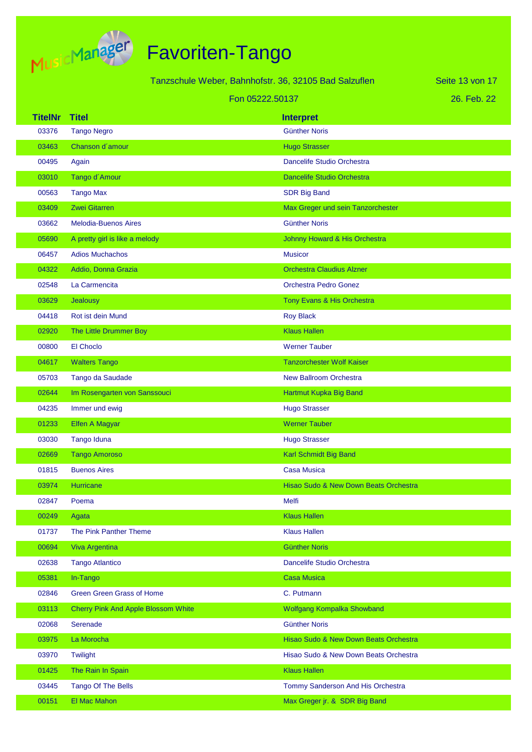# Favoriten-Tango

Tanzschule Weber, Bahnhofstr. 36, 32105 Bad Salzuflen

Fon 05222.50137

26. Feb. 22

| TitelNr | Titel | Interpret |
|---|---|---|
| 03376 | Tango Negro | Günther Noris |
| 03463 | Chanson d´amour | Hugo Strasser |
| 00495 | Again | Dancelife Studio Orchestra |
| 03010 | Tango d´Amour | Dancelife Studio Orchestra |
| 00563 | Tango Max | SDR Big Band |
| 03409 | Zwei Gitarren | Max Greger und sein Tanzorchester |
| 03662 | Melodia-Buenos Aires | Günther Noris |
| 05690 | A pretty girl is like a melody | Johnny Howard & His Orchestra |
| 06457 | Adios Muchachos | Musicor |
| 04322 | Addio, Donna Grazia | Orchestra Claudius Alzner |
| 02548 | La Carmencita | Orchestra Pedro Gonez |
| 03629 | Jealousy | Tony Evans & His Orchestra |
| 04418 | Rot ist dein Mund | Roy Black |
| 02920 | The Little Drummer Boy | Klaus Hallen |
| 00800 | El Choclo | Werner Tauber |
| 04617 | Walters Tango | Tanzorchester Wolf Kaiser |
| 05703 | Tango da Saudade | New Ballroom Orchestra |
| 02644 | Im Rosengarten von Sanssouci | Hartmut Kupka Big Band |
| 04235 | Immer und ewig | Hugo Strasser |
| 01233 | Elfen A Magyar | Werner Tauber |
| 03030 | Tango Iduna | Hugo Strasser |
| 02669 | Tango Amoroso | Karl Schmidt Big Band |
| 01815 | Buenos Aires | Casa Musica |
| 03974 | Hurricane | Hisao Sudo & New Down Beats Orchestra |
| 02847 | Poema | Melfi |
| 00249 | Agata | Klaus Hallen |
| 01737 | The Pink Panther Theme | Klaus Hallen |
| 00694 | Viva Argentina | Günther Noris |
| 02638 | Tango Atlantico | Dancelife Studio Orchestra |
| 05381 | In-Tango | Casa Musica |
| 02846 | Green Green Grass of Home | C. Putmann |
| 03113 | Cherry Pink And Apple Blossom White | Wolfgang Kompalka Showband |
| 02068 | Serenade | Günther Noris |
| 03975 | La Morocha | Hisao Sudo & New Down Beats Orchestra |
| 03970 | Twilight | Hisao Sudo & New Down Beats Orchestra |
| 01425 | The Rain In Spain | Klaus Hallen |
| 03445 | Tango Of The Bells | Tommy Sanderson And His Orchestra |
| 00151 | El Mac Mahon | Max Greger jr. & SDR Big Band |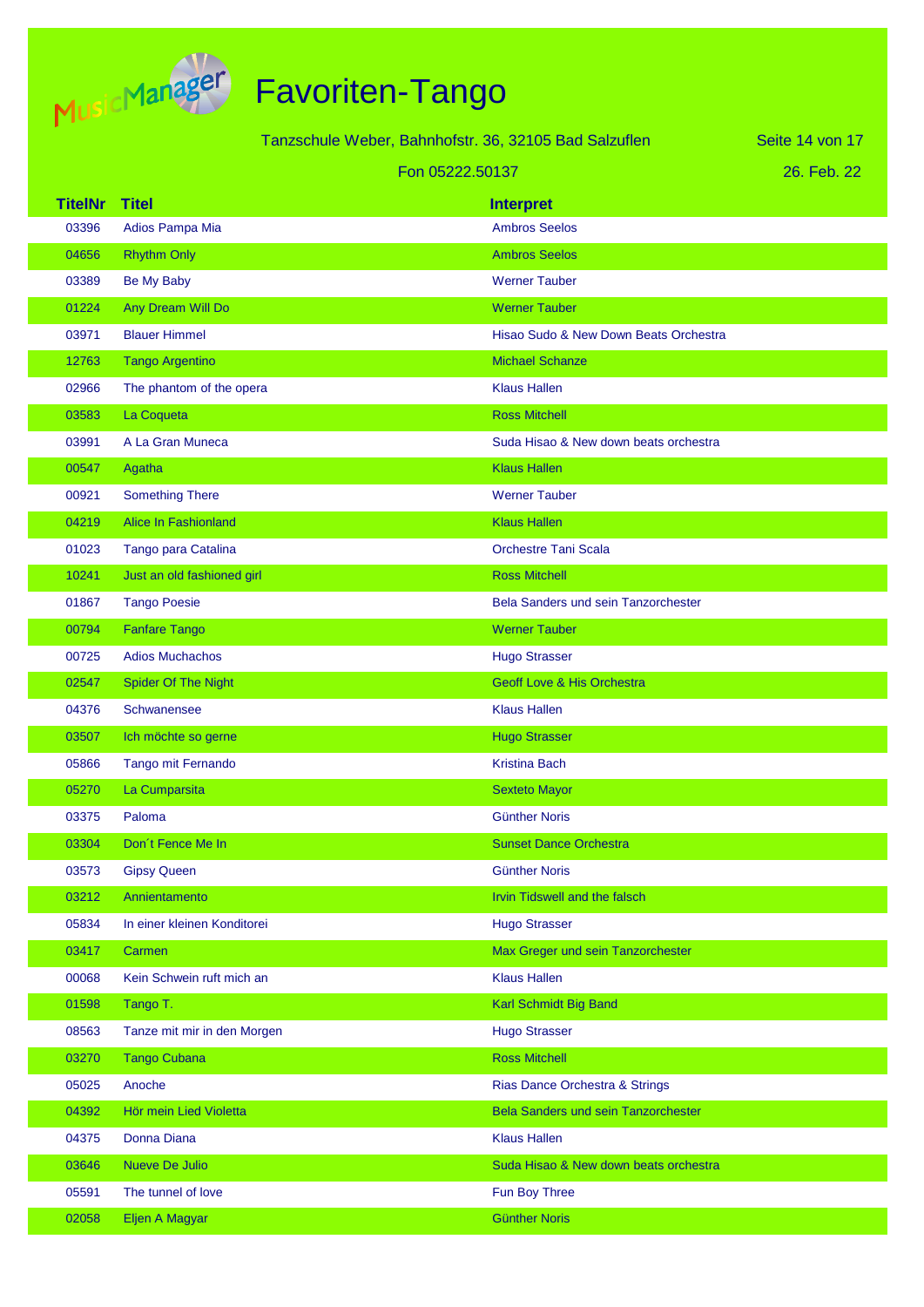# Favoriten-Tango

Tanzschule Weber, Bahnhofstr. 36, 32105 Bad Salzuflen

Fon 05222.50137

26. Feb. 22

| TitelNr | Titel | Interpret |
|---|---|---|
| 03396 | Adios Pampa Mia | Ambros Seelos |
| 04656 | Rhythm Only | Ambros Seelos |
| 03389 | Be My Baby | Werner Tauber |
| 01224 | Any Dream Will Do | Werner Tauber |
| 03971 | Blauer Himmel | Hisao Sudo & New Down Beats Orchestra |
| 12763 | Tango Argentino | Michael Schanze |
| 02966 | The phantom of the opera | Klaus Hallen |
| 03583 | La Coqueta | Ross Mitchell |
| 03991 | A La Gran Muneca | Suda Hisao & New down beats orchestra |
| 00547 | Agatha | Klaus Hallen |
| 00921 | Something There | Werner Tauber |
| 04219 | Alice In Fashionland | Klaus Hallen |
| 01023 | Tango para Catalina | Orchestre Tani Scala |
| 10241 | Just an old fashioned girl | Ross Mitchell |
| 01867 | Tango Poesie | Bela Sanders und sein Tanzorchester |
| 00794 | Fanfare Tango | Werner Tauber |
| 00725 | Adios Muchachos | Hugo Strasser |
| 02547 | Spider Of The Night | Geoff Love & His Orchestra |
| 04376 | Schwanensee | Klaus Hallen |
| 03507 | Ich möchte so gerne | Hugo Strasser |
| 05866 | Tango mit Fernando | Kristina Bach |
| 05270 | La Cumparsita | Sexteto Mayor |
| 03375 | Paloma | Günther Noris |
| 03304 | Don´t Fence Me In | Sunset Dance Orchestra |
| 03573 | Gipsy Queen | Günther Noris |
| 03212 | Annientamento | Irvin Tidswell and the falsch |
| 05834 | In einer kleinen Konditorei | Hugo Strasser |
| 03417 | Carmen | Max Greger und sein Tanzorchester |
| 00068 | Kein Schwein ruft mich an | Klaus Hallen |
| 01598 | Tango T. | Karl Schmidt Big Band |
| 08563 | Tanze mit mir in den Morgen | Hugo Strasser |
| 03270 | Tango Cubana | Ross Mitchell |
| 05025 | Anoche | Rias Dance Orchestra & Strings |
| 04392 | Hör mein Lied Violetta | Bela Sanders und sein Tanzorchester |
| 04375 | Donna Diana | Klaus Hallen |
| 03646 | Nueve De Julio | Suda Hisao & New down beats orchestra |
| 05591 | The tunnel of love | Fun Boy Three |
| 02058 | Eljen A Magyar | Günther Noris |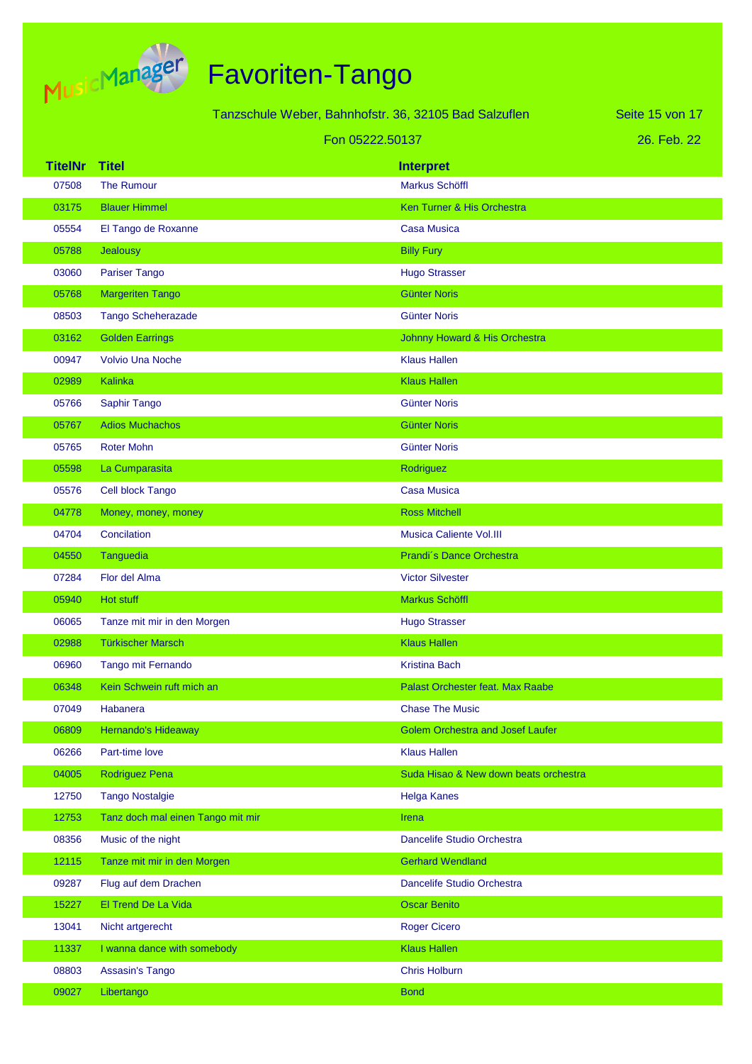# Favoriten-Tango

Tanzschule Weber, Bahnhofstr. 36, 32105 Bad Salzuflen

Fon 05222.50137

26. Feb. 22

| TitelNr | Titel | Interpret |
|---|---|---|
| 07508 | The Rumour | Markus Schöffl |
| 03175 | Blauer Himmel | Ken Turner & His Orchestra |
| 05554 | El Tango de Roxanne | Casa Musica |
| 05788 | Jealousy | Billy Fury |
| 03060 | Pariser Tango | Hugo Strasser |
| 05768 | Margeriten Tango | Günter Noris |
| 08503 | Tango Scheherazade | Günter Noris |
| 03162 | Golden Earrings | Johnny Howard & His Orchestra |
| 00947 | Volvio Una Noche | Klaus Hallen |
| 02989 | Kalinka | Klaus Hallen |
| 05766 | Saphir Tango | Günter Noris |
| 05767 | Adios Muchachos | Günter Noris |
| 05765 | Roter Mohn | Günter Noris |
| 05598 | La Cumparasita | Rodriguez |
| 05576 | Cell block Tango | Casa Musica |
| 04778 | Money, money, money | Ross Mitchell |
| 04704 | Concilation | Musica Caliente Vol.III |
| 04550 | Tanguedia | Prandi´s Dance Orchestra |
| 07284 | Flor del Alma | Victor Silvester |
| 05940 | Hot stuff | Markus Schöffl |
| 06065 | Tanze mit mir in den Morgen | Hugo Strasser |
| 02988 | Türkischer Marsch | Klaus Hallen |
| 06960 | Tango mit Fernando | Kristina Bach |
| 06348 | Kein Schwein ruft mich an | Palast Orchester feat. Max Raabe |
| 07049 | Habanera | Chase The Music |
| 06809 | Hernando's Hideaway | Golem Orchestra and Josef Laufer |
| 06266 | Part-time love | Klaus Hallen |
| 04005 | Rodriguez Pena | Suda Hisao & New down beats orchestra |
| 12750 | Tango Nostalgie | Helga Kanes |
| 12753 | Tanz doch mal einen Tango mit mir | Irena |
| 08356 | Music of the night | Dancelife Studio Orchestra |
| 12115 | Tanze mit mir in den Morgen | Gerhard Wendland |
| 09287 | Flug auf dem Drachen | Dancelife Studio Orchestra |
| 15227 | El Trend De La Vida | Oscar Benito |
| 13041 | Nicht artgerecht | Roger Cicero |
| 11337 | I wanna dance with somebody | Klaus Hallen |
| 08803 | Assasin's Tango | Chris Holburn |
| 09027 | Libertango | Bond |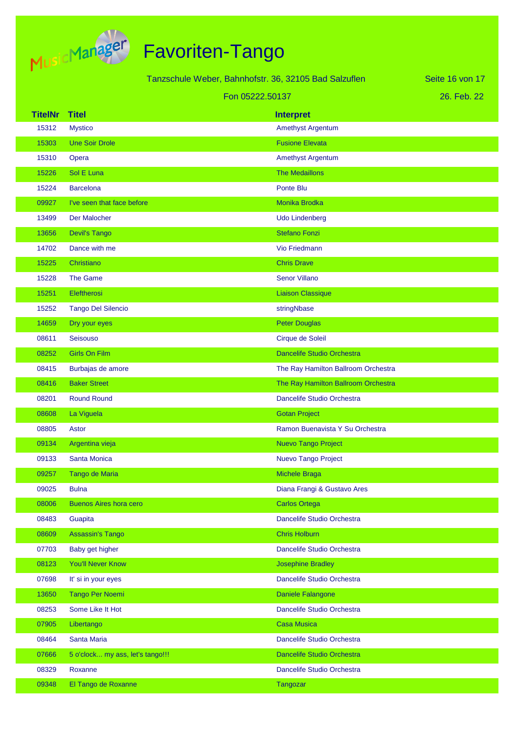# Favoriten-Tango

Tanzschule Weber, Bahnhofstr. 36, 32105 Bad Salzuflen

Fon 05222.50137

26. Feb. 22

| TitelNr | Titel | Interpret |
|---|---|---|
| 15312 | Mystico | Amethyst Argentum |
| 15303 | Une Soir Drole | Fusione Elevata |
| 15310 | Opera | Amethyst Argentum |
| 15226 | Sol E Luna | The Medaillons |
| 15224 | Barcelona | Ponte Blu |
| 09927 | I've seen that face before | Monika Brodka |
| 13499 | Der Malocher | Udo Lindenberg |
| 13656 | Devil's Tango | Stefano Fonzi |
| 14702 | Dance with me | Vio Friedmann |
| 15225 | Christiano | Chris Drave |
| 15228 | The Game | Senor Villano |
| 15251 | Eleftherosi | Liaison Classique |
| 15252 | Tango Del Silencio | stringNbase |
| 14659 | Dry your eyes | Peter Douglas |
| 08611 | Seisouso | Cirque de Soleil |
| 08252 | Girls On Film | Dancelife Studio Orchestra |
| 08415 | Burbajas de amore | The Ray Hamilton Ballroom Orchestra |
| 08416 | Baker Street | The Ray Hamilton Ballroom Orchestra |
| 08201 | Round Round | Dancelife Studio Orchestra |
| 08608 | La Viguela | Gotan Project |
| 08805 | Astor | Ramon Buenavista Y Su Orchestra |
| 09134 | Argentina vieja | Nuevo Tango Project |
| 09133 | Santa Monica | Nuevo Tango Project |
| 09257 | Tango de Maria | Michele Braga |
| 09025 | Bulna | Diana Frangi & Gustavo Ares |
| 08006 | Buenos Aires hora cero | Carlos Ortega |
| 08483 | Guapita | Dancelife Studio Orchestra |
| 08609 | Assassin's Tango | Chris Holburn |
| 07703 | Baby get higher | Dancelife Studio Orchestra |
| 08123 | You'll Never Know | Josephine Bradley |
| 07698 | It' si in your eyes | Dancelife Studio Orchestra |
| 13650 | Tango Per Noemi | Daniele Falangone |
| 08253 | Some Like It Hot | Dancelife Studio Orchestra |
| 07905 | Libertango | Casa Musica |
| 08464 | Santa Maria | Dancelife Studio Orchestra |
| 07666 | 5 o'clock... my ass, let's tango!!! | Dancelife Studio Orchestra |
| 08329 | Roxanne | Dancelife Studio Orchestra |
| 09348 | El Tango de Roxanne | Tangozar |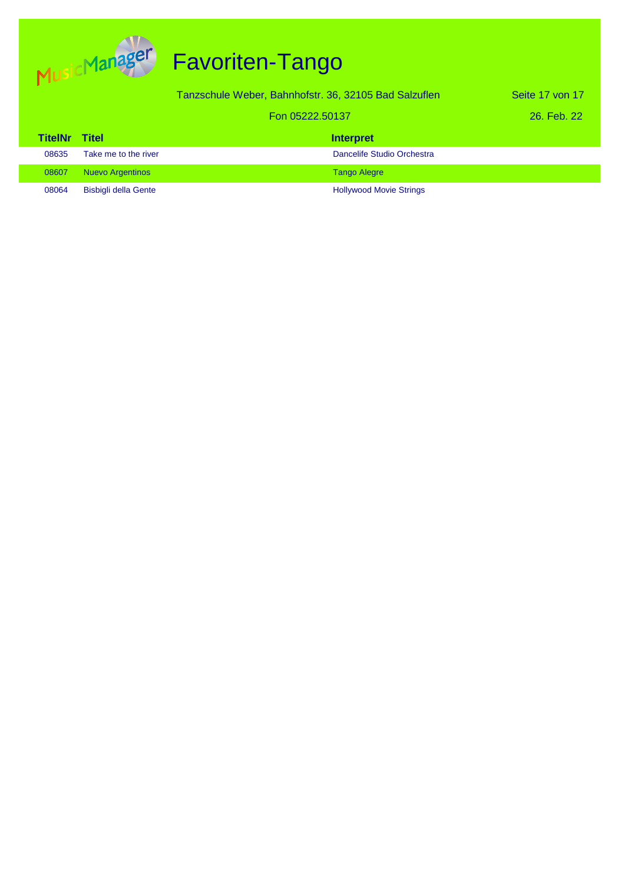# Favoriten-Tango

Tanzschule Weber, Bahnhofstr. 36, 32105 Bad Salzuflen

Fon 05222.50137

26. Feb. 22

| TitelNr | Titel | Interpret |
|---|---|---|
| 08635 | Take me to the river | Dancelife Studio Orchestra |
| 08607 | Nuevo Argentinos | Tango Alegre |
| 08064 | Bisbigli della Gente | Hollywood Movie Strings |